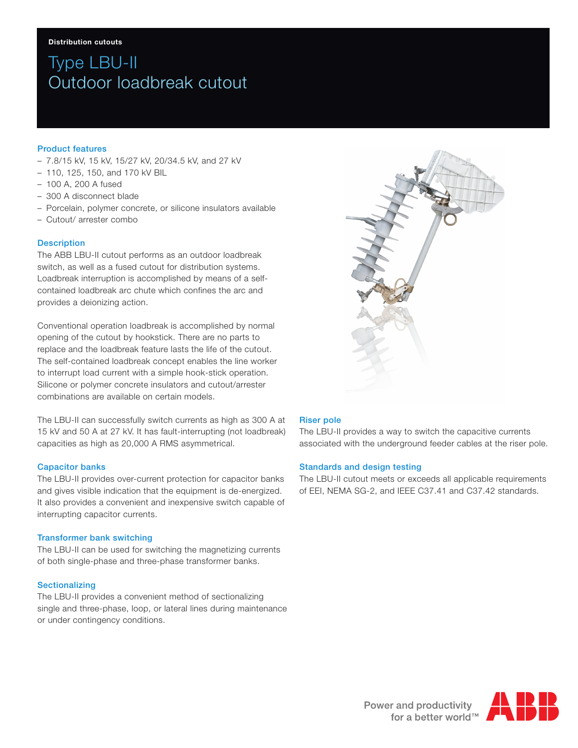Distribution cutouts

# Type LBU-II Outdoor loadbreak cutout

## Product features

- 7.8/15 kV, 15 kV, 15/27 kV, 20/34.5 kV, and 27 kV
- 110, 125, 150, and 170 kV BIL
- 100 A, 200 A fused
- 300 A disconnect blade
- Porcelain, polymer concrete, or silicone insulators available
- Cutout/ arrester combo

## Description

The ABB LBU-II cutout performs as an outdoor loadbreak switch, as well as a fused cutout for distribution systems. Loadbreak interruption is accomplished by means of a self-contained loadbreak arc chute which confines the arc and provides a deionizing action.

Conventional operation loadbreak is accomplished by normal opening of the cutout by hookstick. There are no parts to replace and the loadbreak feature lasts the life of the cutout. The self-contained loadbreak concept enables the line worker to interrupt load current with a simple hook-stick operation. Silicone or polymer concrete insulators and cutout/arrester combinations are available on certain models.

The LBU-II can successfully switch currents as high as 300 A at 15 kV and 50 A at 27 kV. It has fault-interrupting (not loadbreak) capacities as high as 20,000 A RMS asymmetrical.

## Capacitor banks

The LBU-II provides over-current protection for capacitor banks and gives visible indication that the equipment is de-energized. It also provides a convenient and inexpensive switch capable of interrupting capacitor currents.

## Transformer bank switching

The LBU-II can be used for switching the magnetizing currents of both single-phase and three-phase transformer banks.

## Sectionalizing

The LBU-II provides a convenient method of sectionalizing single and three-phase, loop, or lateral lines during maintenance or under contingency conditions.

## Riser pole

The LBU-II provides a way to switch the capacitive currents associated with the underground feeder cables at the riser pole.

## Standards and design testing

The LBU-II cutout meets or exceeds all applicable requirements of EEI, NEMA SG-2, and IEEE C37.41 and C37.42 standards.

Power and productivity for a better world™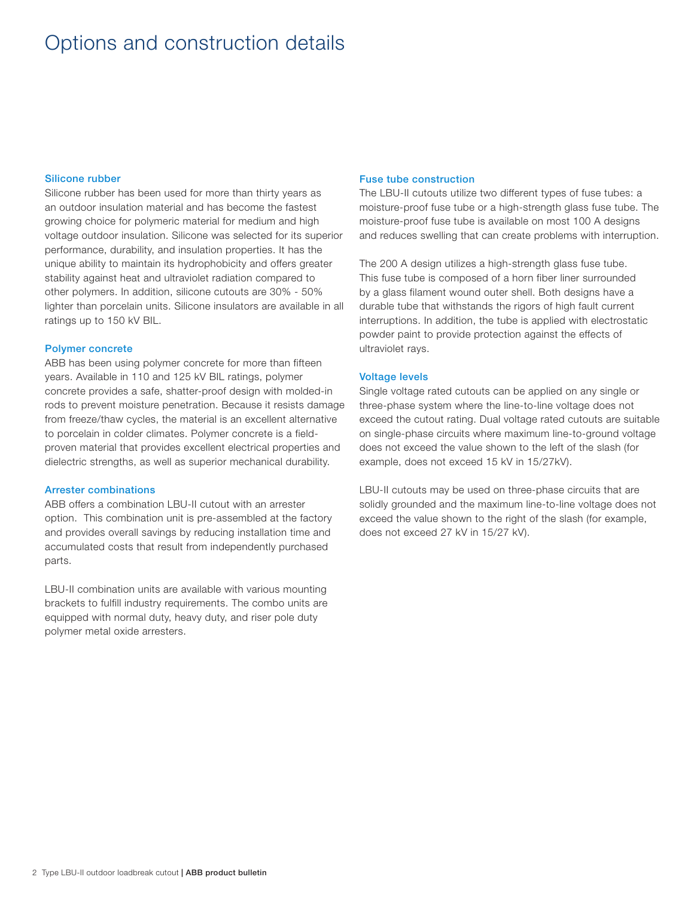# Options and construction details

## Silicone rubber

Silicone rubber has been used for more than thirty years as an outdoor insulation material and has become the fastest growing choice for polymeric material for medium and high voltage outdoor insulation. Silicone was selected for its superior performance, durability, and insulation properties. It has the unique ability to maintain its hydrophobicity and offers greater stability against heat and ultraviolet radiation compared to other polymers. In addition, silicone cutouts are 30% - 50% lighter than porcelain units. Silicone insulators are available in all ratings up to 150 kV BIL.

## Polymer concrete

ABB has been using polymer concrete for more than fifteen years. Available in 110 and 125 kV BIL ratings, polymer concrete provides a safe, shatter-proof design with molded-in rods to prevent moisture penetration. Because it resists damage from freeze/thaw cycles, the material is an excellent alternative to porcelain in colder climates. Polymer concrete is a field-proven material that provides excellent electrical properties and dielectric strengths, as well as superior mechanical durability.

## Arrester combinations

ABB offers a combination LBU-II cutout with an arrester option. This combination unit is pre-assembled at the factory and provides overall savings by reducing installation time and accumulated costs that result from independently purchased parts.

LBU-II combination units are available with various mounting brackets to fulfill industry requirements. The combo units are equipped with normal duty, heavy duty, and riser pole duty polymer metal oxide arresters.

## Fuse tube construction

The LBU-II cutouts utilize two different types of fuse tubes: a moisture-proof fuse tube or a high-strength glass fuse tube. The moisture-proof fuse tube is available on most 100 A designs and reduces swelling that can create problems with interruption.

The 200 A design utilizes a high-strength glass fuse tube. This fuse tube is composed of a horn fiber liner surrounded by a glass filament wound outer shell. Both designs have a durable tube that withstands the rigors of high fault current interruptions. In addition, the tube is applied with electrostatic powder paint to provide protection against the effects of ultraviolet rays.

## Voltage levels

Single voltage rated cutouts can be applied on any single or three-phase system where the line-to-line voltage does not exceed the cutout rating. Dual voltage rated cutouts are suitable on single-phase circuits where maximum line-to-ground voltage does not exceed the value shown to the left of the slash (for example, does not exceed 15 kV in 15/27kV).

LBU-II cutouts may be used on three-phase circuits that are solidly grounded and the maximum line-to-line voltage does not exceed the value shown to the right of the slash (for example, does not exceed 27 kV in 15/27 kV).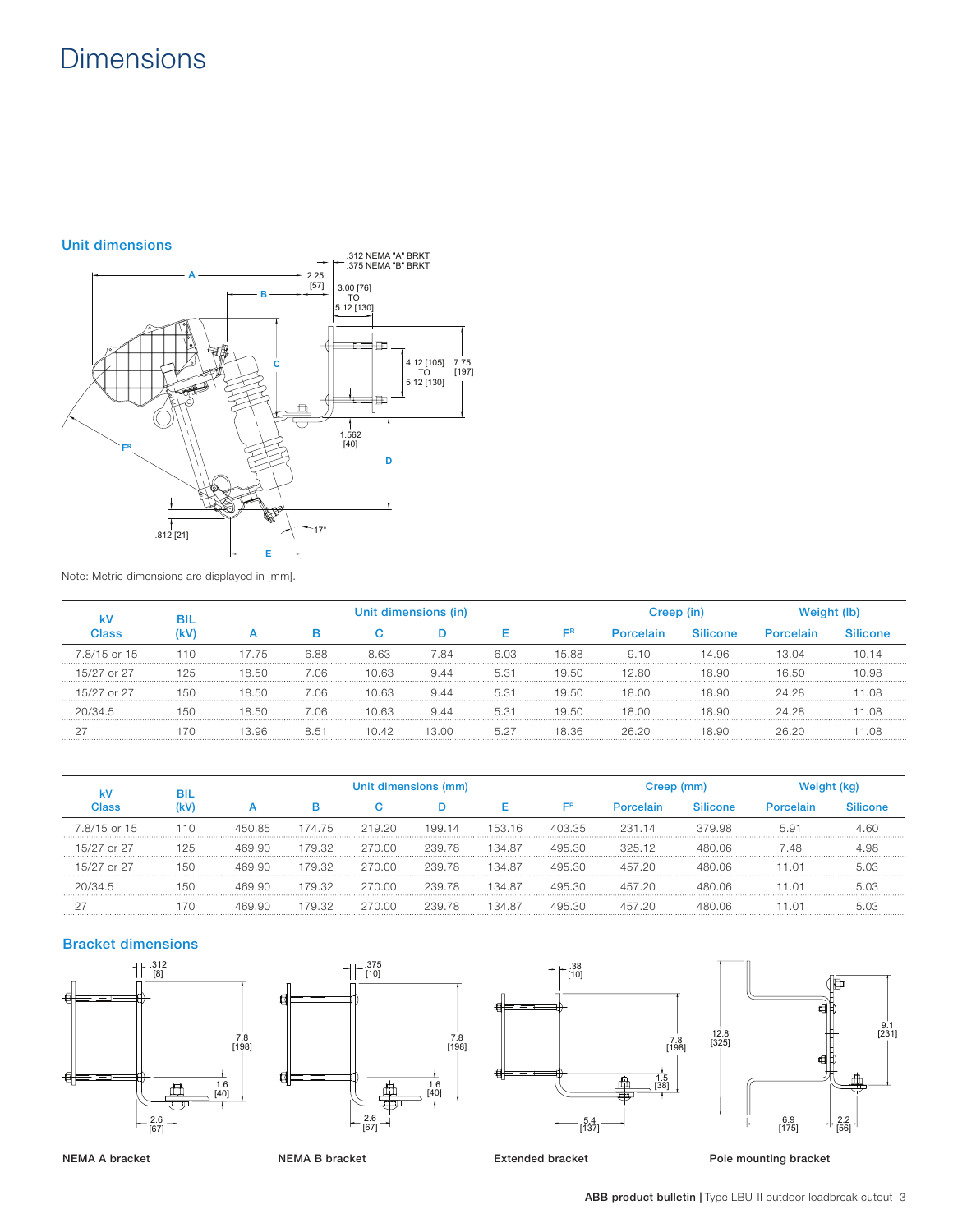# Dimensions

## Unit dimensions

Note: Metric dimensions are displayed in [mm].

| kV Class | BIL (kV) | Unit dimensions (in) | | | | | | Creep (in) | | Weight (lb) | |
|---|---|---|---|---|---|---|---|---|---|---|---|
| | | A | B | C | D | E | FR | Porcelain | Silicone | Porcelain | Silicone |
| 7.8/15 or 15 | 110 | 17.75 | 6.88 | 8.63 | 7.84 | 6.03 | 15.88 | 9.10 | 14.96 | 13.04 | 10.14 |
| 15/27 or 27 | 125 | 18.50 | 7.06 | 10.63 | 9.44 | 5.31 | 19.50 | 12.80 | 18.90 | 16.50 | 10.98 |
| 15/27 or 27 | 150 | 18.50 | 7.06 | 10.63 | 9.44 | 5.31 | 19.50 | 18.00 | 18.90 | 24.28 | 11.08 |
| 20/34.5 | 150 | 18.50 | 7.06 | 10.63 | 9.44 | 5.31 | 19.50 | 18.00 | 18.90 | 24.28 | 11.08 |
| 27 | 170 | 13.96 | 8.51 | 10.42 | 13.00 | 5.27 | 18.36 | 26.20 | 18.90 | 26.20 | 11.08 |

| kV Class | BIL (kV) | Unit dimensions (mm) | | | | | | Creep (mm) | | Weight (kg) | |
|---|---|---|---|---|---|---|---|---|---|---|---|
| | | A | B | C | D | E | FR | Porcelain | Silicone | Porcelain | Silicone |
| 7.8/15 or 15 | 110 | 450.85 | 174.75 | 219.20 | 199.14 | 153.16 | 403.35 | 231.14 | 379.98 | 5.91 | 4.60 |
| 15/27 or 27 | 125 | 469.90 | 179.32 | 270.00 | 239.78 | 134.87 | 495.30 | 325.12 | 480.06 | 7.48 | 4.98 |
| 15/27 or 27 | 150 | 469.90 | 179.32 | 270.00 | 239.78 | 134.87 | 495.30 | 457.20 | 480.06 | 11.01 | 5.03 |
| 20/34.5 | 150 | 469.90 | 179.32 | 270.00 | 239.78 | 134.87 | 495.30 | 457.20 | 480.06 | 11.01 | 5.03 |
| 27 | 170 | 469.90 | 179.32 | 270.00 | 239.78 | 134.87 | 495.30 | 457.20 | 480.06 | 11.01 | 5.03 |

## Bracket dimensions

NEMA A bracket

NEMA B bracket

Extended bracket

Pole mounting bracket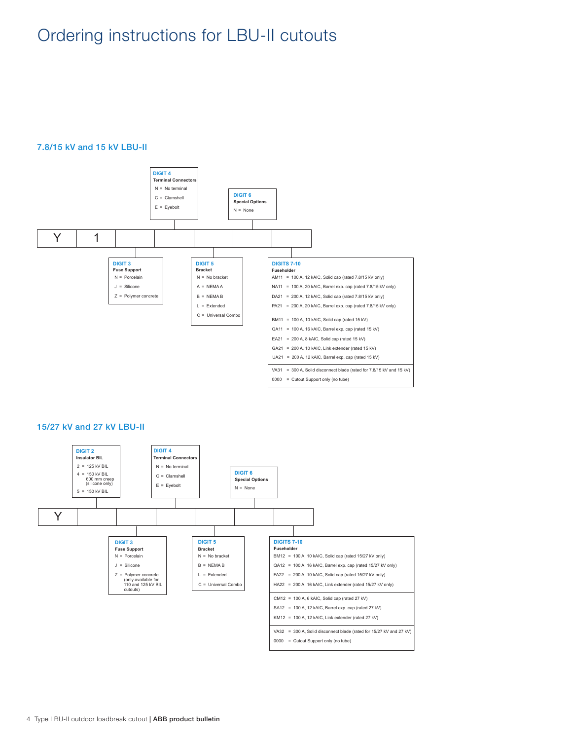# Ordering instructions for LBU-II cutouts

## 7.8/15 kV and 15 kV LBU-II

| Y | 1 | | | | | |
|---|---|---|---|---|---|---|

**DIGIT 3**
**Fuse Support**
- N = Porcelain
- J = Silicone
- Z = Polymer concrete

**DIGIT 4**
**Terminal Connectors**
- N = No terminal
- C = Clamshell
- E = Eyebolt

**DIGIT 5**
**Bracket**
- N = No bracket
- A = NEMA A
- B = NEMA B
- L = Extended
- C = Universal Combo

**DIGIT 6**
**Special Options**
- N = None

**DIGITS 7-10**
**Fuseholder**
- AM11 = 100 A, 12 kAIC, Solid cap (rated 7.8/15 kV only)
- NA11 = 100 A, 20 kAIC, Barrel exp. cap (rated 7.8/15 kV only)
- DA21 = 200 A, 12 kAIC, Solid cap (rated 7.8/15 kV only)
- PA21 = 200 A, 20 kAIC, Barrel exp. cap (rated 7.8/15 kV only)

- BM11 = 100 A, 10 kAIC, Solid cap (rated 15 kV)
- QA11 = 100 A, 16 kAIC, Barrel exp. cap (rated 15 kV)
- EA21 = 200 A, 8 kAIC, Solid cap (rated 15 kV)
- GA21 = 200 A, 10 kAIC, Link extender (rated 15 kV)
- UA21 = 200 A, 12 kAIC, Barrel exp. cap (rated 15 kV)

- VA31 = 300 A, Solid disconnect blade (rated for 7.8/15 kV and 15 kV)
- 0000 = Cutout Support only (no tube)

## 15/27 kV and 27 kV LBU-II

| Y | | | | | | |
|---|---|---|---|---|---|---|

**DIGIT 2**
**Insulator BIL**
- 2 = 125 kV BIL
- 4 = 150 kV BIL 600 mm creep (silicone only)
- 5 = 150 kV BIL

**DIGIT 3**
**Fuse Support**
- N = Porcelain
- J = Silicone
- Z = Polymer concrete (only available for 110 and 125 kV BIL cutouts)

**DIGIT 4**
**Terminal Connectors**
- N = No terminal
- C = Clamshell
- E = Eyebolt

**DIGIT 5**
**Bracket**
- N = No bracket
- B = NEMA B
- L = Extended
- C = Universal Combo

**DIGIT 6**
**Special Options**
- N = None

**DIGITS 7-10**
**Fuseholder**
- BM12 = 100 A, 10 kAIC, Solid cap (rated 15/27 kV only)
- QA12 = 100 A, 16 kAIC, Barrel exp. cap (rated 15/27 kV only)
- FA22 = 200 A, 10 kAIC, Solid cap (rated 15/27 kV only)
- HA22 = 200 A, 16 kAIC, Link extender (rated 15/27 kV only)

- CM12 = 100 A, 6 kAIC, Solid cap (rated 27 kV)
- SA12 = 100 A, 12 kAIC, Barrel exp. cap (rated 27 kV)
- KM12 = 100 A, 12 kAIC, Link extender (rated 27 kV)

- VA32 = 300 A, Solid disconnect blade (rated for 15/27 kV and 27 kV)
- 0000 = Cutout Support only (no tube)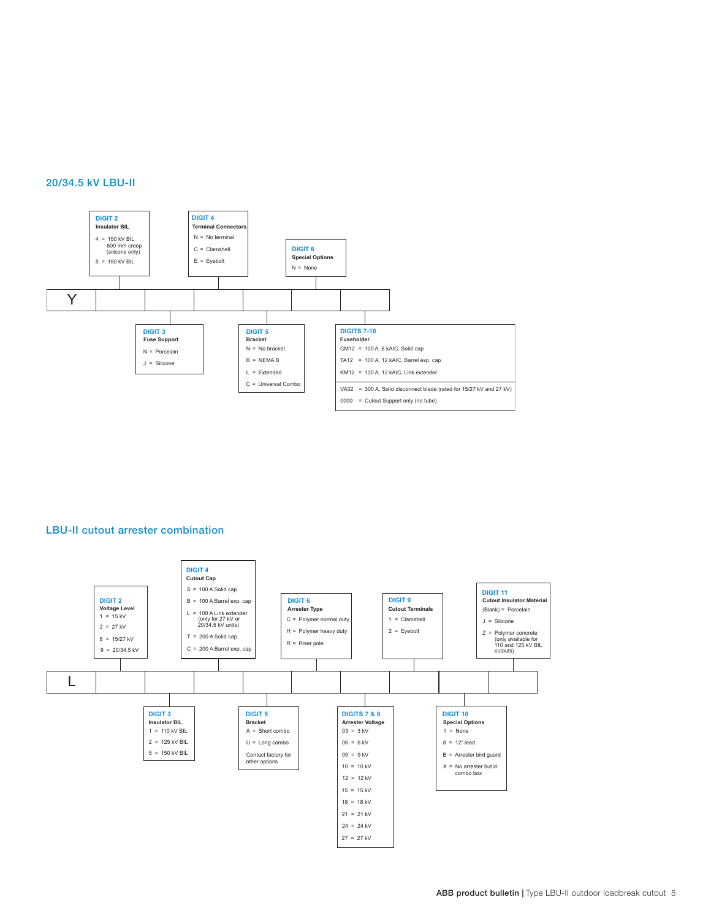## 20/34.5 kV LBU-II

Catalog number: Y _ _ _ _ _ _ (digits 7-10)

**DIGIT 2**
**Insulator BIL**
- 4 = 150 kV BIL 600 mm creep (silicone only)
- 5 = 150 kV BIL

**DIGIT 3**
**Fuse Support**
- N = Porcelain
- J = Silicone

**DIGIT 4**
**Terminal Connectors**
- N = No terminal
- C = Clamshell
- E = Eyebolt

**DIGIT 5**
**Bracket**
- N = No bracket
- B = NEMA B
- L = Extended
- C = Universal Combo

**DIGIT 6**
**Special Options**
- N = None

**DIGITS 7-10**
**Fuseholder**
- CM12 = 100 A, 6 kAIC, Solid cap
- TA12 = 100 A, 12 kAIC, Barrel exp. cap
- KM12 = 100 A, 12 kAIC, Link extender
- VA32 = 300 A, Solid disconnect blade (rated for 15/27 kV and 27 kV)
- 0000 = Cutout Support only (no tube)

## LBU-II cutout arrester combination

Catalog number: L _ _ _ _ _ _ _ _ _ _

**DIGIT 2**
**Voltage Level**
- 1 = 15 kV
- 2 = 27 kV
- 8 = 15/27 kV
- 9 = 20/34.5 kV

**DIGIT 3**
**Insulator BIL**
- 1 = 110 kV BIL
- 2 = 125 kV BIL
- 5 = 150 kV BIL

**DIGIT 4**
**Cutout Cap**
- S = 100 A Solid cap
- B = 100 A Barrel exp. cap
- L = 100 A Link extender (only for 27 kV or 20/34.5 kV units)
- T = 200 A Solid cap
- C = 200 A Barrel exp. cap

**DIGIT 5**
**Bracket**
- A = Short combo
- U = Long combo
- Contact factory for other options

**DIGIT 6**
**Arrester Type**
- C = Polymer normal duty
- H = Polymer heavy duty
- R = Riser pole

**DIGITS 7 & 8**
**Arrester Voltage**
- 03 = 3 kV
- 06 = 6 kV
- 09 = 9 kV
- 10 = 10 kV
- 12 = 12 kV
- 15 = 15 kV
- 18 = 18 kV
- 21 = 21 kV
- 24 = 24 kV
- 27 = 27 kV

**DIGIT 9**
**Cutout Terminals**
- 1 = Clamshell
- 2 = Eyebolt

**DIGIT 10**
**Special Options**
- 1 = None
- 8 = 12" lead
- B = Arrester bird guard
- X = No arrester but in combo box

**DIGIT 11**
**Cutout Insulator Material**
- (Blank) = Porcelain
- J = Silicone
- Z = Polymer concrete (only available for 110 and 125 kV BIL cutouts)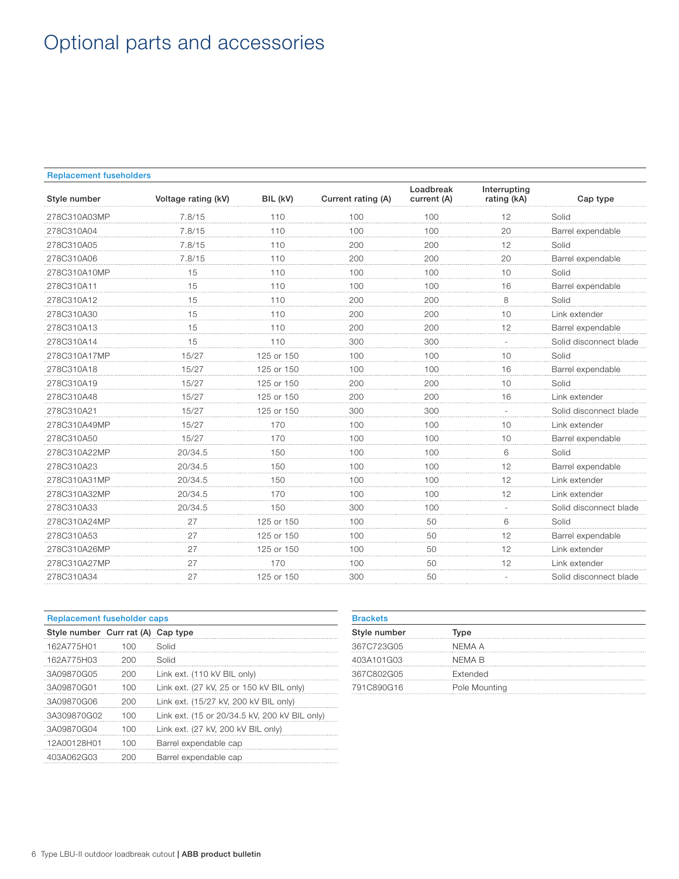# Optional parts and accessories

**Replacement fuseholders**

| Style number | Voltage rating (kV) | BIL (kV) | Current rating (A) | Loadbreak current (A) | Interrupting rating (kA) | Cap type |
|---|---|---|---|---|---|---|
| 278C310A03MP | 7.8/15 | 110 | 100 | 100 | 12 | Solid |
| 278C310A04 | 7.8/15 | 110 | 100 | 100 | 20 | Barrel expendable |
| 278C310A05 | 7.8/15 | 110 | 200 | 200 | 12 | Solid |
| 278C310A06 | 7.8/15 | 110 | 200 | 200 | 20 | Barrel expendable |
| 278C310A10MP | 15 | 110 | 100 | 100 | 10 | Solid |
| 278C310A11 | 15 | 110 | 100 | 100 | 16 | Barrel expendable |
| 278C310A12 | 15 | 110 | 200 | 200 | 8 | Solid |
| 278C310A30 | 15 | 110 | 200 | 200 | 10 | Link extender |
| 278C310A13 | 15 | 110 | 200 | 200 | 12 | Barrel expendable |
| 278C310A14 | 15 | 110 | 300 | 300 | - | Solid disconnect blade |
| 278C310A17MP | 15/27 | 125 or 150 | 100 | 100 | 10 | Solid |
| 278C310A18 | 15/27 | 125 or 150 | 100 | 100 | 16 | Barrel expendable |
| 278C310A19 | 15/27 | 125 or 150 | 200 | 200 | 10 | Solid |
| 278C310A48 | 15/27 | 125 or 150 | 200 | 200 | 16 | Link extender |
| 278C310A21 | 15/27 | 125 or 150 | 300 | 300 | - | Solid disconnect blade |
| 278C310A49MP | 15/27 | 170 | 100 | 100 | 10 | Link extender |
| 278C310A50 | 15/27 | 170 | 100 | 100 | 10 | Barrel expendable |
| 278C310A22MP | 20/34.5 | 150 | 100 | 100 | 6 | Solid |
| 278C310A23 | 20/34.5 | 150 | 100 | 100 | 12 | Barrel expendable |
| 278C310A31MP | 20/34.5 | 150 | 100 | 100 | 12 | Link extender |
| 278C310A32MP | 20/34.5 | 170 | 100 | 100 | 12 | Link extender |
| 278C310A33 | 20/34.5 | 150 | 300 | 100 | - | Solid disconnect blade |
| 278C310A24MP | 27 | 125 or 150 | 100 | 50 | 6 | Solid |
| 278C310A53 | 27 | 125 or 150 | 100 | 50 | 12 | Barrel expendable |
| 278C310A26MP | 27 | 125 or 150 | 100 | 50 | 12 | Link extender |
| 278C310A27MP | 27 | 170 | 100 | 50 | 12 | Link extender |
| 278C310A34 | 27 | 125 or 150 | 300 | 50 | - | Solid disconnect blade |

**Replacement fuseholder caps**

| Style number | Curr rat (A) | Cap type |
|---|---|---|
| 162A775H01 | 100 | Solid |
| 162A775H03 | 200 | Solid |
| 3A09870G05 | 200 | Link ext. (110 kV BIL only) |
| 3A09870G01 | 100 | Link ext. (27 kV, 25 or 150 kV BIL only) |
| 3A09870G06 | 200 | Link ext. (15/27 kV, 200 kV BIL only) |
| 3A309870G02 | 100 | Link ext. (15 or 20/34.5 kV, 200 kV BIL only) |
| 3A09870G04 | 100 | Link ext. (27 kV, 200 kV BIL only) |
| 12A00128H01 | 100 | Barrel expendable cap |
| 403A062G03 | 200 | Barrel expendable cap |

**Brackets**

| Style number | Type |
|---|---|
| 367C723G05 | NEMA A |
| 403A101G03 | NEMA B |
| 367C802G05 | Extended |
| 791C890G16 | Pole Mounting |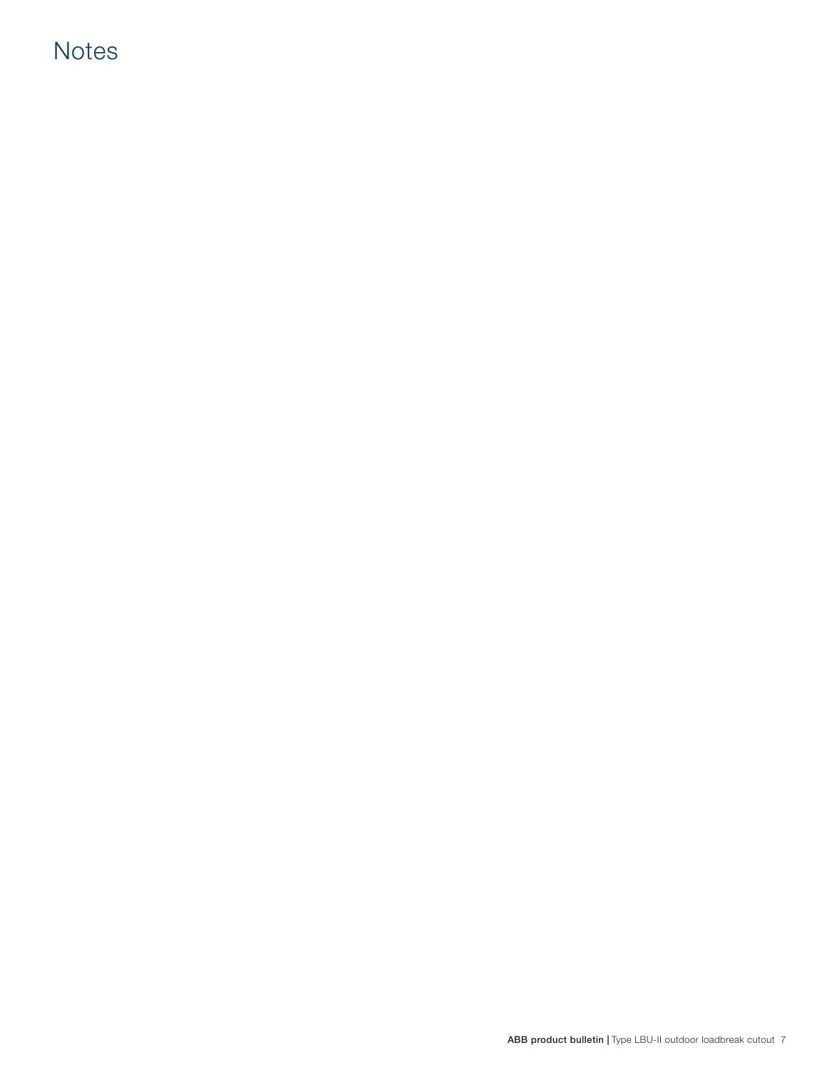# Notes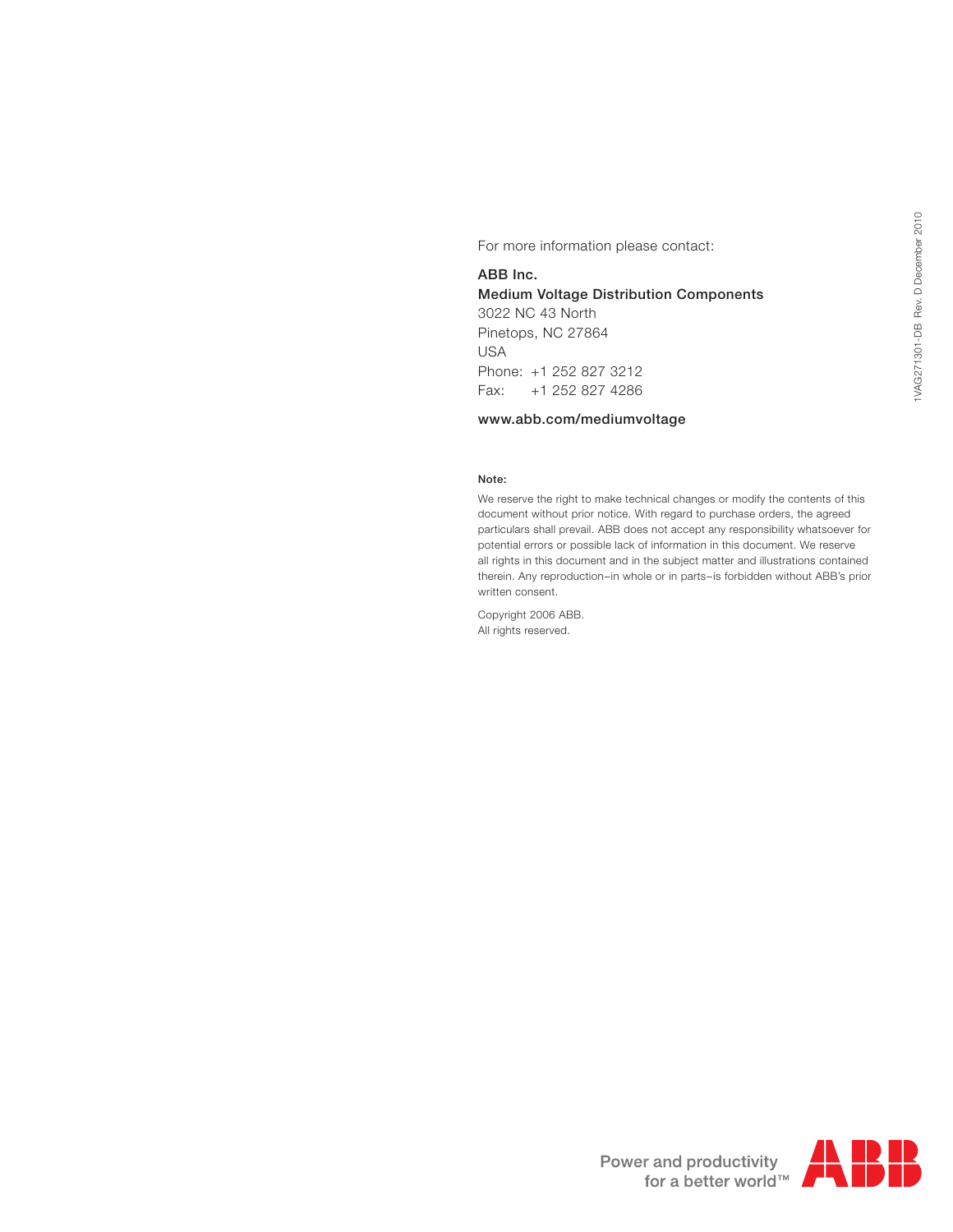For more information please contact:

**ABB Inc.**
**Medium Voltage Distribution Components**
3022 NC 43 North
Pinetops, NC 27864
USA
Phone: +1 252 827 3212
Fax: +1 252 827 4286

**www.abb.com/mediumvoltage**

**Note:**

We reserve the right to make technical changes or modify the contents of this document without prior notice. With regard to purchase orders, the agreed particulars shall prevail. ABB does not accept any responsibility whatsoever for potential errors or possible lack of information in this document. We reserve all rights in this document and in the subject matter and illustrations contained therein. Any reproduction–in whole or in parts–is forbidden without ABB's prior written consent.

Copyright 2006 ABB.
All rights reserved.

1VAG271301-DB Rev. D December 2010

Power and productivity
for a better world™